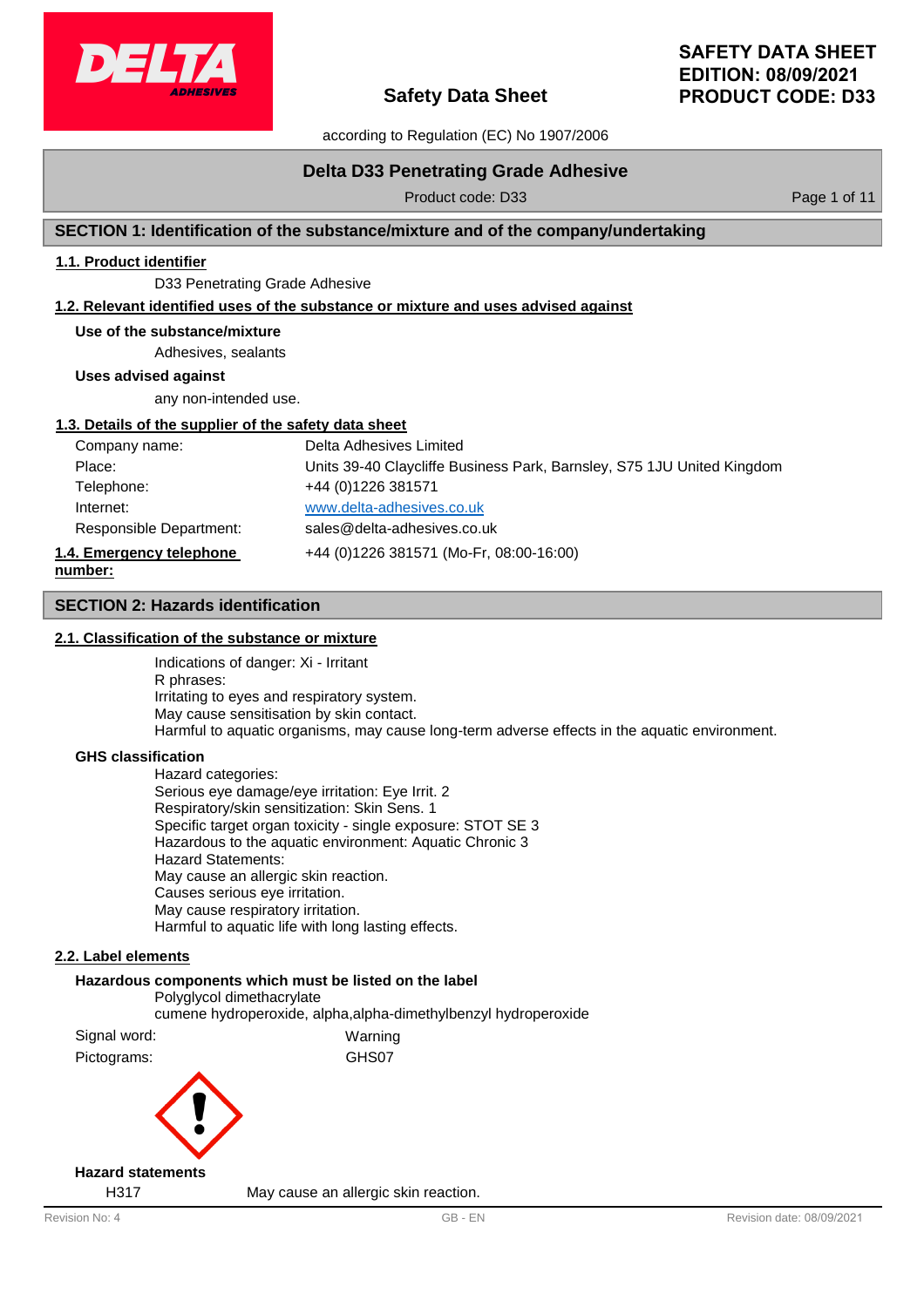# Safety Data Sheet

**SAFETY DATA SHEET**
**EDITION: 08/09/2021**
**PRODUCT CODE: D33**

according to Regulation (EC) No 1907/2006

## Delta D33 Penetrating Grade Adhesive

Product code: D33

## SECTION 1: Identification of the substance/mixture and of the company/undertaking

### 1.1. Product identifier

D33 Penetrating Grade Adhesive

### 1.2. Relevant identified uses of the substance or mixture and uses advised against

**Use of the substance/mixture**

Adhesives, sealants

**Uses advised against**

any non-intended use.

### 1.3. Details of the supplier of the safety data sheet

| | |
|---|---|
| Company name: | Delta Adhesives Limited |
| Place: | Units 39-40 Claycliffe Business Park, Barnsley, S75 1JU United Kingdom |
| Telephone: | +44 (0)1226 381571 |
| Internet: | www.delta-adhesives.co.uk |
| Responsible Department: | sales@delta-adhesives.co.uk |

### 1.4. Emergency telephone number:

+44 (0)1226 381571 (Mo-Fr, 08:00-16:00)

## SECTION 2: Hazards identification

### 2.1. Classification of the substance or mixture

Indications of danger: Xi - Irritant
R phrases:
Irritating to eyes and respiratory system.
May cause sensitisation by skin contact.
Harmful to aquatic organisms, may cause long-term adverse effects in the aquatic environment.

**GHS classification**

Hazard categories:
Serious eye damage/eye irritation: Eye Irrit. 2
Respiratory/skin sensitization: Skin Sens. 1
Specific target organ toxicity - single exposure: STOT SE 3
Hazardous to the aquatic environment: Aquatic Chronic 3
Hazard Statements:
May cause an allergic skin reaction.
Causes serious eye irritation.
May cause respiratory irritation.
Harmful to aquatic life with long lasting effects.

### 2.2. Label elements

**Hazardous components which must be listed on the label**

Polyglycol dimethacrylate
cumene hydroperoxide, alpha,alpha-dimethylbenzyl hydroperoxide

| | |
|---|---|
| Signal word: | Warning |
| Pictograms: | GHS07 |

**Hazard statements**

| | |
|---|---|
| H317 | May cause an allergic skin reaction. |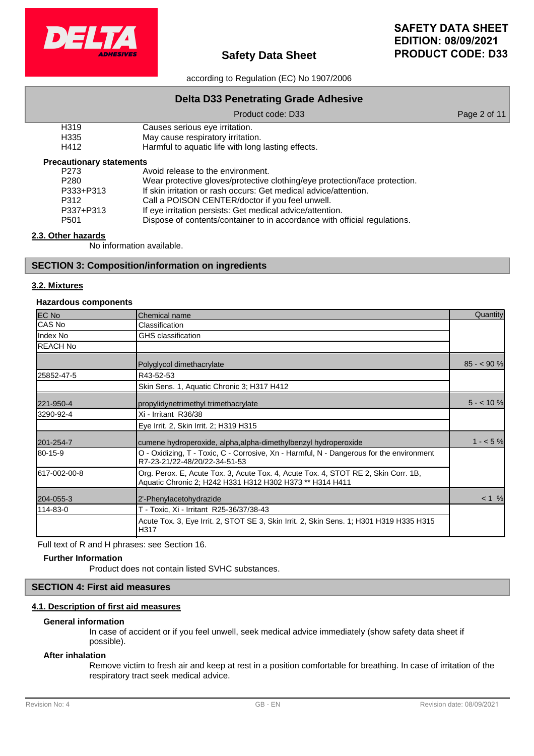| | |
|---|---|
| H319 | Causes serious eye irritation. |
| H335 | May cause respiratory irritation. |
| H412 | Harmful to aquatic life with long lasting effects. |

**Precautionary statements**

| | |
|---|---|
| P273 | Avoid release to the environment. |
| P280 | Wear protective gloves/protective clothing/eye protection/face protection. |
| P333+P313 | If skin irritation or rash occurs: Get medical advice/attention. |
| P312 | Call a POISON CENTER/doctor if you feel unwell. |
| P337+P313 | If eye irritation persists: Get medical advice/attention. |
| P501 | Dispose of contents/container to in accordance with official regulations. |

### 2.3. Other hazards

No information available.

## SECTION 3: Composition/information on ingredients

### 3.2. Mixtures

**Hazardous components**

| EC No | Chemical name | Quantity |
|---|---|---|
| CAS No | Classification | |
| Index No | GHS classification | |
| REACH No | | |
| | Polyglycol dimethacrylate | 85 - < 90 % |
| 25852-47-5 | R43-52-53 | |
| | Skin Sens. 1, Aquatic Chronic 3; H317 H412 | |
| 221-950-4 | propylidynetrimethyl trimethacrylate | 5 - < 10 % |
| 3290-92-4 | Xi - Irritant R36/38 | |
| | Eye Irrit. 2, Skin Irrit. 2; H319 H315 | |
| 201-254-7 | cumene hydroperoxide, alpha,alpha-dimethylbenzyl hydroperoxide | 1 - < 5 % |
| 80-15-9 | O - Oxidizing, T - Toxic, C - Corrosive, Xn - Harmful, N - Dangerous for the environment R7-23-21/22-48/20/22-34-51-53 | |
| 617-002-00-8 | Org. Perox. E, Acute Tox. 3, Acute Tox. 4, Acute Tox. 4, STOT RE 2, Skin Corr. 1B, Aquatic Chronic 2; H242 H331 H312 H302 H373 ** H314 H411 | |
| 204-055-3 | 2'-Phenylacetohydrazide | < 1 % |
| 114-83-0 | T - Toxic, Xi - Irritant R25-36/37/38-43 | |
| | Acute Tox. 3, Eye Irrit. 2, STOT SE 3, Skin Irrit. 2, Skin Sens. 1; H301 H319 H335 H315 H317 | |

Full text of R and H phrases: see Section 16.

**Further Information**

Product does not contain listed SVHC substances.

## SECTION 4: First aid measures

### 4.1. Description of first aid measures

**General information**

In case of accident or if you feel unwell, seek medical advice immediately (show safety data sheet if possible).

**After inhalation**

Remove victim to fresh air and keep at rest in a position comfortable for breathing. In case of irritation of the respiratory tract seek medical advice.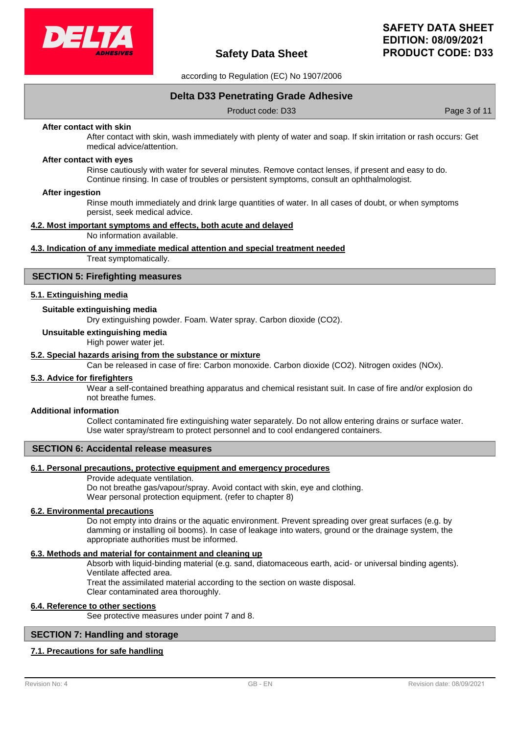**After contact with skin**

After contact with skin, wash immediately with plenty of water and soap. If skin irritation or rash occurs: Get medical advice/attention.

**After contact with eyes**

Rinse cautiously with water for several minutes. Remove contact lenses, if present and easy to do. Continue rinsing. In case of troubles or persistent symptoms, consult an ophthalmologist.

**After ingestion**

Rinse mouth immediately and drink large quantities of water. In all cases of doubt, or when symptoms persist, seek medical advice.

### 4.2. Most important symptoms and effects, both acute and delayed

No information available.

### 4.3. Indication of any immediate medical attention and special treatment needed

Treat symptomatically.

## SECTION 5: Firefighting measures

### 5.1. Extinguishing media

**Suitable extinguishing media**

Dry extinguishing powder. Foam. Water spray. Carbon dioxide ($CO_2$).

**Unsuitable extinguishing media**

High power water jet.

### 5.2. Special hazards arising from the substance or mixture

Can be released in case of fire: Carbon monoxide. Carbon dioxide ($CO_2$). Nitrogen oxides ($NO_x$).

### 5.3. Advice for firefighters

Wear a self-contained breathing apparatus and chemical resistant suit. In case of fire and/or explosion do not breathe fumes.

**Additional information**

Collect contaminated fire extinguishing water separately. Do not allow entering drains or surface water. Use water spray/stream to protect personnel and to cool endangered containers.

## SECTION 6: Accidental release measures

### 6.1. Personal precautions, protective equipment and emergency procedures

Provide adequate ventilation.
Do not breathe gas/vapour/spray. Avoid contact with skin, eye and clothing.
Wear personal protection equipment. (refer to chapter 8)

### 6.2. Environmental precautions

Do not empty into drains or the aquatic environment. Prevent spreading over great surfaces (e.g. by damming or installing oil booms). In case of leakage into waters, ground or the drainage system, the appropriate authorities must be informed.

### 6.3. Methods and material for containment and cleaning up

Absorb with liquid-binding material (e.g. sand, diatomaceous earth, acid- or universal binding agents).
Ventilate affected area.
Treat the assimilated material according to the section on waste disposal.
Clear contaminated area thoroughly.

### 6.4. Reference to other sections

See protective measures under point 7 and 8.

## SECTION 7: Handling and storage

### 7.1. Precautions for safe handling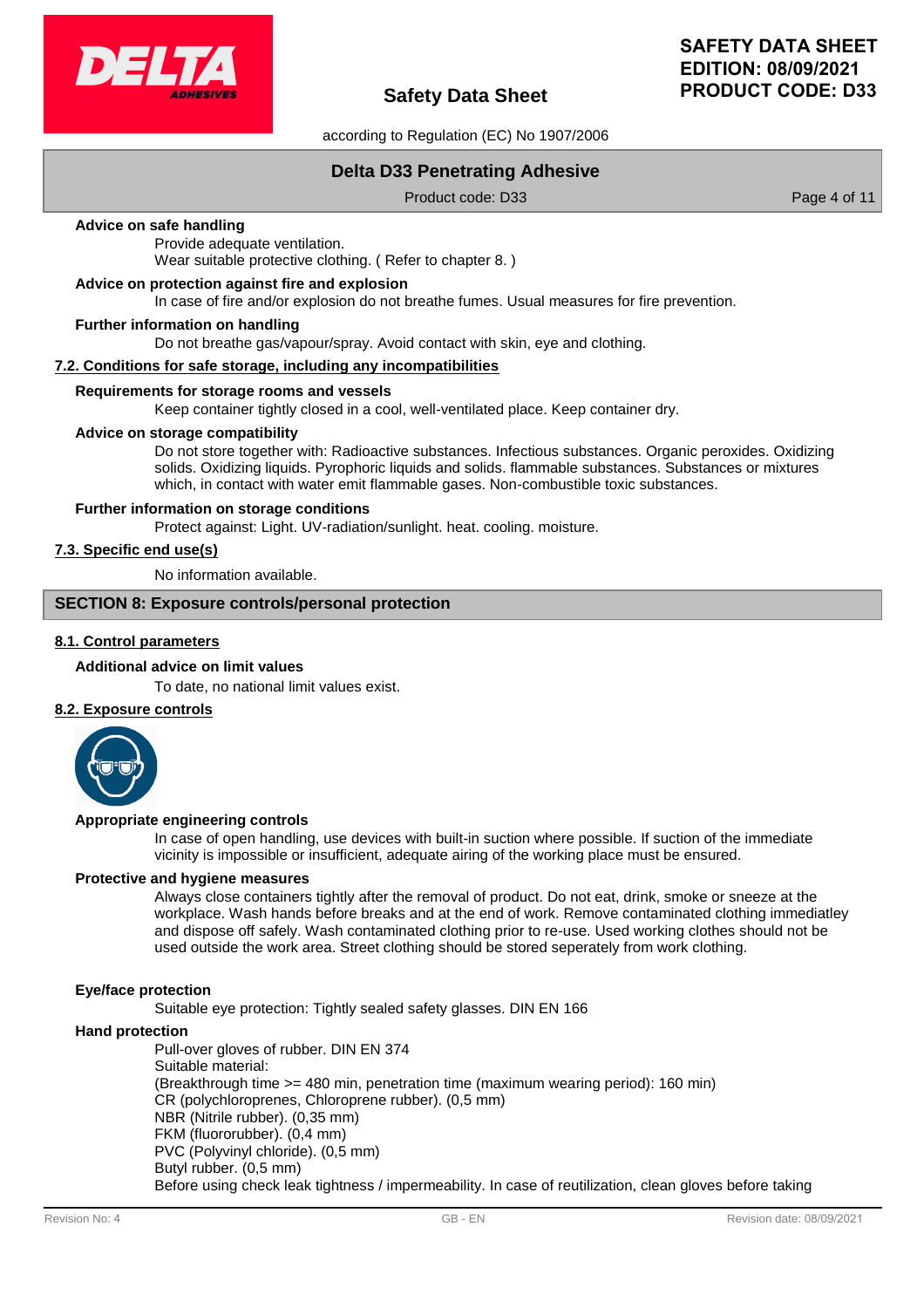**Advice on safe handling**

Provide adequate ventilation.
Wear suitable protective clothing. ( Refer to chapter 8. )

**Advice on protection against fire and explosion**

In case of fire and/or explosion do not breathe fumes. Usual measures for fire prevention.

**Further information on handling**

Do not breathe gas/vapour/spray. Avoid contact with skin, eye and clothing.

### 7.2. Conditions for safe storage, including any incompatibilities

**Requirements for storage rooms and vessels**

Keep container tightly closed in a cool, well-ventilated place. Keep container dry.

**Advice on storage compatibility**

Do not store together with: Radioactive substances. Infectious substances. Organic peroxides. Oxidizing solids. Oxidizing liquids. Pyrophoric liquids and solids. flammable substances. Substances or mixtures which, in contact with water emit flammable gases. Non-combustible toxic substances.

**Further information on storage conditions**

Protect against: Light. UV-radiation/sunlight. heat. cooling. moisture.

### 7.3. Specific end use(s)

No information available.

## SECTION 8: Exposure controls/personal protection

### 8.1. Control parameters

**Additional advice on limit values**

To date, no national limit values exist.

### 8.2. Exposure controls

**Appropriate engineering controls**

In case of open handling, use devices with built-in suction where possible. If suction of the immediate vicinity is impossible or insufficient, adequate airing of the working place must be ensured.

**Protective and hygiene measures**

Always close containers tightly after the removal of product. Do not eat, drink, smoke or sneeze at the workplace. Wash hands before breaks and at the end of work. Remove contaminated clothing immediatley and dispose off safely. Wash contaminated clothing prior to re-use. Used working clothes should not be used outside the work area. Street clothing should be stored seperately from work clothing.

**Eye/face protection**

Suitable eye protection: Tightly sealed safety glasses. DIN EN 166

**Hand protection**

Pull-over gloves of rubber. DIN EN 374
Suitable material:
(Breakthrough time >= 480 min, penetration time (maximum wearing period): 160 min)
CR (polychloroprenes, Chloroprene rubber). (0,5 mm)
NBR (Nitrile rubber). (0,35 mm)
FKM (fluororubber). (0,4 mm)
PVC (Polyvinyl chloride). (0,5 mm)
Butyl rubber. (0,5 mm)
Before using check leak tightness / impermeability. In case of reutilization, clean gloves before taking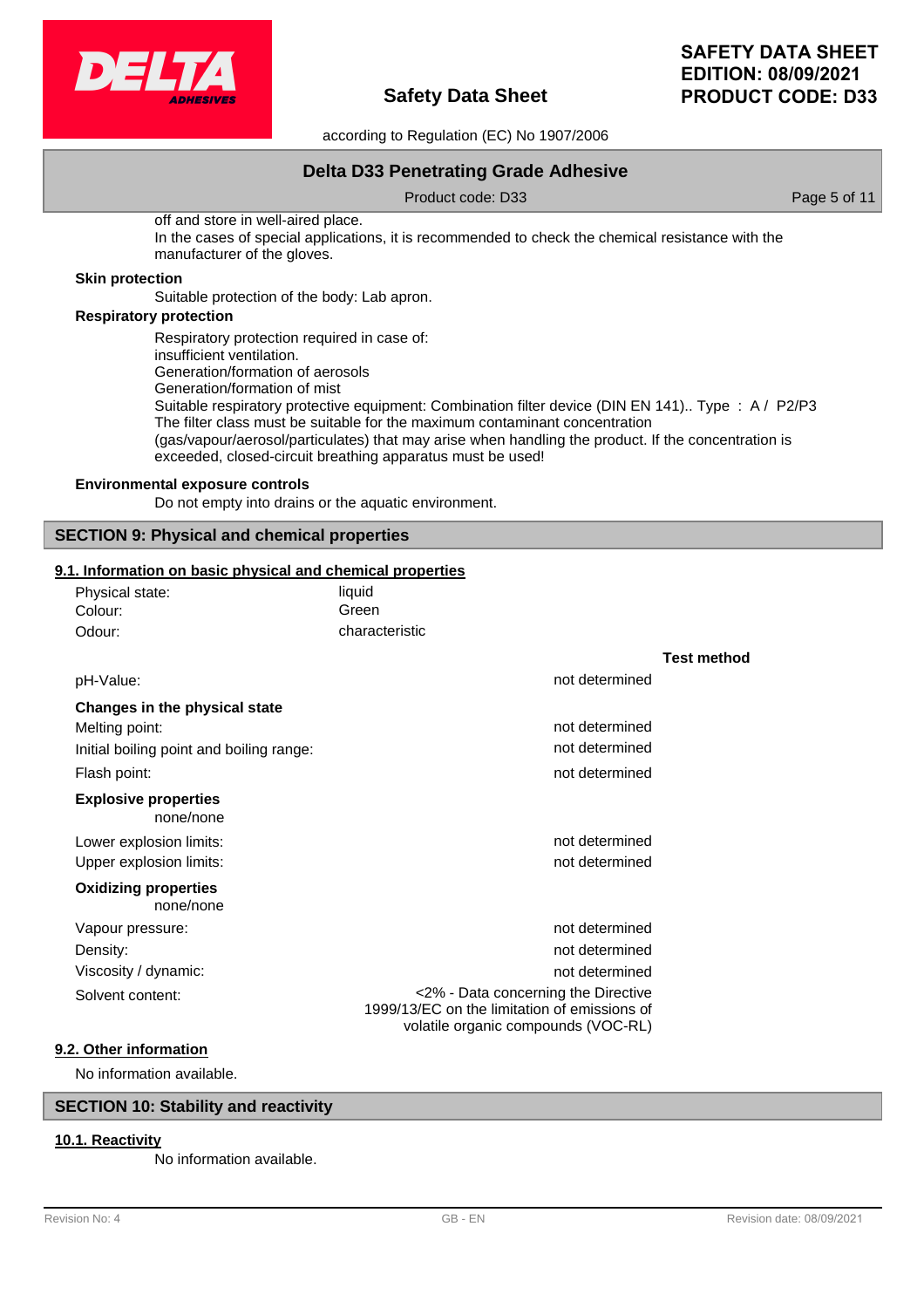off and store in well-aired place.
In the cases of special applications, it is recommended to check the chemical resistance with the manufacturer of the gloves.

**Skin protection**

Suitable protection of the body: Lab apron.

**Respiratory protection**

Respiratory protection required in case of:
insufficient ventilation.
Generation/formation of aerosols
Generation/formation of mist
Suitable respiratory protective equipment: Combination filter device (DIN EN 141).. Type : A / P2/P3
The filter class must be suitable for the maximum contaminant concentration (gas/vapour/aerosol/particulates) that may arise when handling the product. If the concentration is exceeded, closed-circuit breathing apparatus must be used!

**Environmental exposure controls**

Do not empty into drains or the aquatic environment.

## SECTION 9: Physical and chemical properties

### 9.1. Information on basic physical and chemical properties

| | |
|---|---|
| Physical state: | liquid |
| Colour: | Green |
| Odour: | characteristic |

| | | Test method |
|---|---|---|
| pH-Value: | not determined | |
| **Changes in the physical state** | | |
| Melting point: | not determined | |
| Initial boiling point and boiling range: | not determined | |
| Flash point: | not determined | |
| **Explosive properties** | | |
| none/none | | |
| Lower explosion limits: | not determined | |
| Upper explosion limits: | not determined | |
| **Oxidizing properties** | | |
| none/none | | |
| Vapour pressure: | not determined | |
| Density: | not determined | |
| Viscosity / dynamic: | not determined | |
| Solvent content: | <2% - Data concerning the Directive 1999/13/EC on the limitation of emissions of volatile organic compounds (VOC-RL) | |

### 9.2. Other information

No information available.

## SECTION 10: Stability and reactivity

### 10.1. Reactivity

No information available.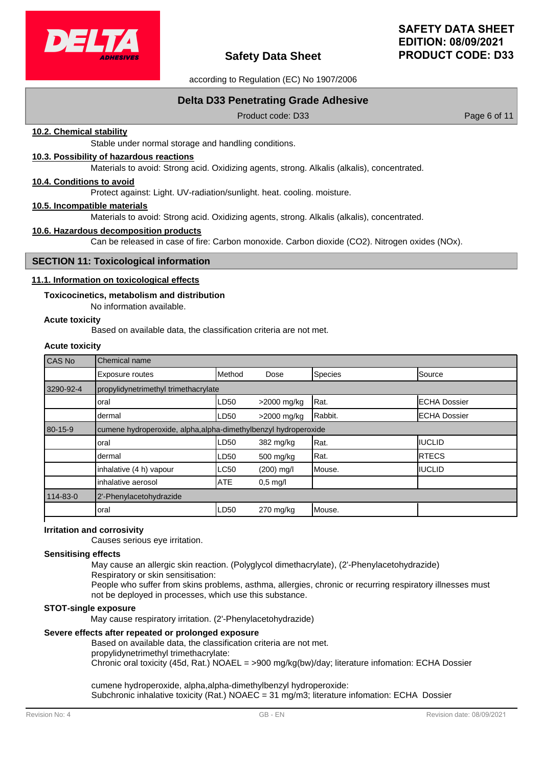### 10.2. Chemical stability

Stable under normal storage and handling conditions.

### 10.3. Possibility of hazardous reactions

Materials to avoid: Strong acid. Oxidizing agents, strong. Alkalis (alkalis), concentrated.

### 10.4. Conditions to avoid

Protect against: Light. UV-radiation/sunlight. heat. cooling. moisture.

### 10.5. Incompatible materials

Materials to avoid: Strong acid. Oxidizing agents, strong. Alkalis (alkalis), concentrated.

### 10.6. Hazardous decomposition products

Can be released in case of fire: Carbon monoxide. Carbon dioxide ($CO_2$). Nitrogen oxides ($NO_x$).

## SECTION 11: Toxicological information

### 11.1. Information on toxicological effects

**Toxicocinetics, metabolism and distribution**

No information available.

**Acute toxicity**

Based on available data, the classification criteria are not met.

**Acute toxicity**

| CAS No | Chemical name | | | | |
|---|---|---|---|---|---|
| | Exposure routes | Method | Dose | Species | Source |
| 3290-92-4 | propylidynetrimethyl trimethacrylate | | | | |
| | oral | LD50 | >2000 mg/kg | Rat. | ECHA Dossier |
| | dermal | LD50 | >2000 mg/kg | Rabbit. | ECHA Dossier |
| 80-15-9 | cumene hydroperoxide, alpha,alpha-dimethylbenzyl hydroperoxide | | | | |
| | oral | LD50 | 382 mg/kg | Rat. | IUCLID |
| | dermal | LD50 | 500 mg/kg | Rat. | RTECS |
| | inhalative (4 h) vapour | LC50 | (200) mg/l | Mouse. | IUCLID |
| | inhalative aerosol | ATE | 0,5 mg/l | | |
| 114-83-0 | 2'-Phenylacetohydrazide | | | | |
| | oral | LD50 | 270 mg/kg | Mouse. | |

**Irritation and corrosivity**

Causes serious eye irritation.

**Sensitising effects**

May cause an allergic skin reaction. (Polyglycol dimethacrylate), (2'-Phenylacetohydrazide)
Respiratory or skin sensitisation:
People who suffer from skins problems, asthma, allergies, chronic or recurring respiratory illnesses must not be deployed in processes, which use this substance.

**STOT-single exposure**

May cause respiratory irritation. (2'-Phenylacetohydrazide)

**Severe effects after repeated or prolonged exposure**

Based on available data, the classification criteria are not met.
propylidynetrimethyl trimethacrylate:
Chronic oral toxicity (45d, Rat.) NOAEL = >900 mg/kg(bw)/day; literature infomation: ECHA Dossier

cumene hydroperoxide, alpha,alpha-dimethylbenzyl hydroperoxide:
Subchronic inhalative toxicity (Rat.) NOAEC = 31 mg/m3; literature infomation: ECHA Dossier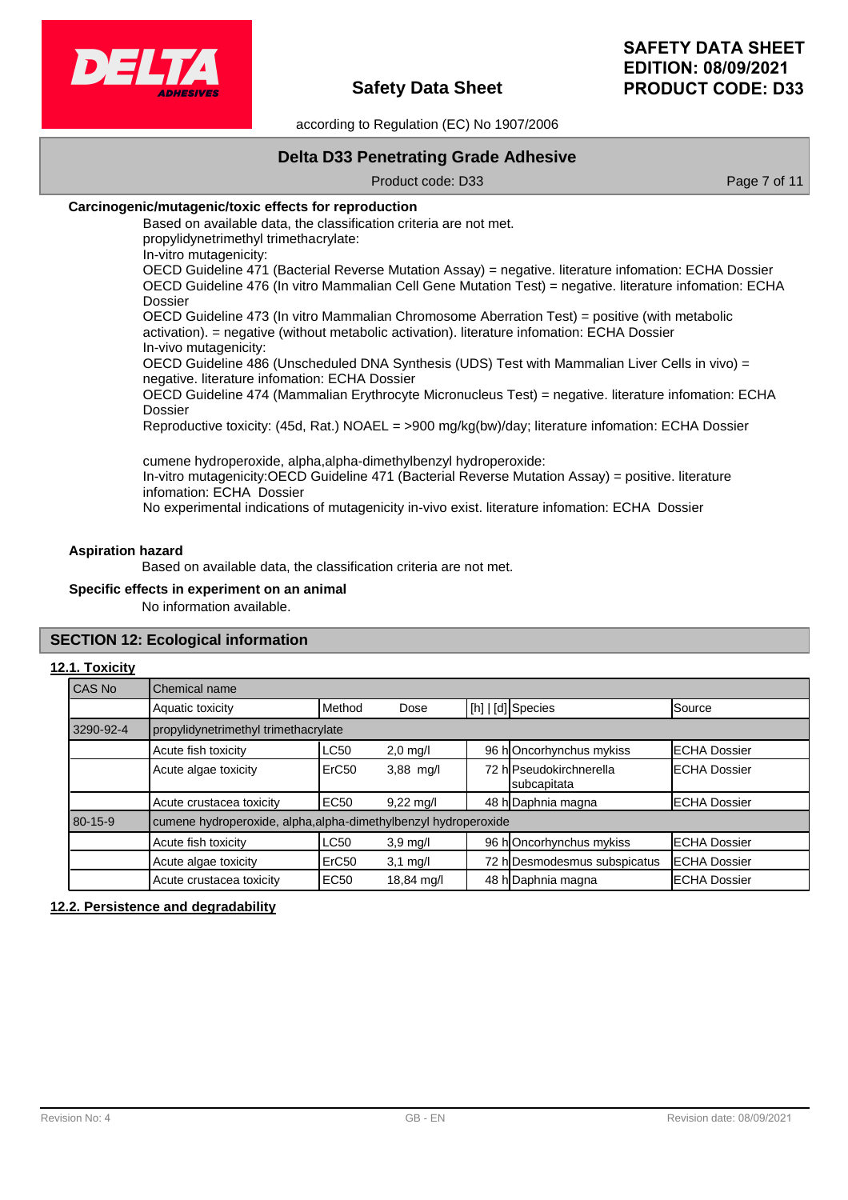**Carcinogenic/mutagenic/toxic effects for reproduction**

Based on available data, the classification criteria are not met.
propylidynetrimethyl trimethacrylate:
In-vitro mutagenicity:
OECD Guideline 471 (Bacterial Reverse Mutation Assay) = negative. literature infomation: ECHA Dossier
OECD Guideline 476 (In vitro Mammalian Cell Gene Mutation Test) = negative. literature infomation: ECHA Dossier
OECD Guideline 473 (In vitro Mammalian Chromosome Aberration Test) = positive (with metabolic activation). = negative (without metabolic activation). literature infomation: ECHA Dossier
In-vivo mutagenicity:
OECD Guideline 486 (Unscheduled DNA Synthesis (UDS) Test with Mammalian Liver Cells in vivo) = negative. literature infomation: ECHA Dossier
OECD Guideline 474 (Mammalian Erythrocyte Micronucleus Test) = negative. literature infomation: ECHA Dossier
Reproductive toxicity: (45d, Rat.) NOAEL = >900 mg/kg(bw)/day; literature infomation: ECHA Dossier

cumene hydroperoxide, alpha,alpha-dimethylbenzyl hydroperoxide:
In-vitro mutagenicity:OECD Guideline 471 (Bacterial Reverse Mutation Assay) = positive. literature infomation: ECHA Dossier
No experimental indications of mutagenicity in-vivo exist. literature infomation: ECHA Dossier

**Aspiration hazard**

Based on available data, the classification criteria are not met.

**Specific effects in experiment on an animal**

No information available.

## SECTION 12: Ecological information

### 12.1. Toxicity

| CAS No | Chemical name | | | | | |
|---|---|---|---|---|---|---|
| | Aquatic toxicity | Method | Dose | [h] \| [d] | Species | Source |
| 3290-92-4 | propylidynetrimethyl trimethacrylate | | | | | |
| | Acute fish toxicity | LC50 | 2,0 mg/l | 96 h | Oncorhynchus mykiss | ECHA Dossier |
| | Acute algae toxicity | ErC50 | 3,88 mg/l | 72 h | Pseudokirchnerella subcapitata | ECHA Dossier |
| | Acute crustacea toxicity | EC50 | 9,22 mg/l | 48 h | Daphnia magna | ECHA Dossier |
| 80-15-9 | cumene hydroperoxide, alpha,alpha-dimethylbenzyl hydroperoxide | | | | | |
| | Acute fish toxicity | LC50 | 3,9 mg/l | 96 h | Oncorhynchus mykiss | ECHA Dossier |
| | Acute algae toxicity | ErC50 | 3,1 mg/l | 72 h | Desmodesmus subspicatus | ECHA Dossier |
| | Acute crustacea toxicity | EC50 | 18,84 mg/l | 48 h | Daphnia magna | ECHA Dossier |

### 12.2. Persistence and degradability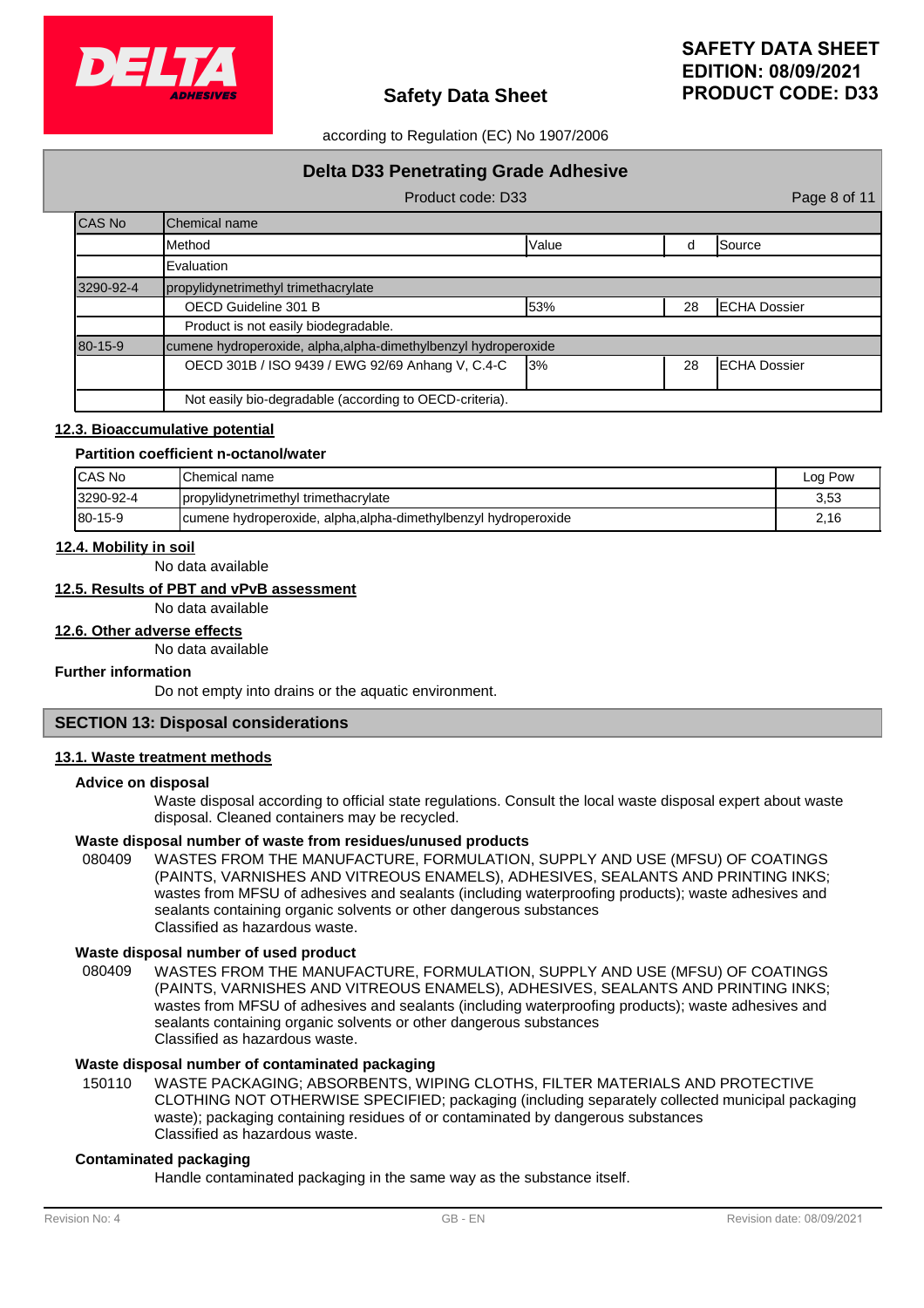| CAS No | Chemical name | | | |
|---|---|---|---|---|
| | Method | Value | d | Source |
| | Evaluation | | | |
| 3290-92-4 | propylidynetrimethyl trimethacrylate | | | |
| | OECD Guideline 301 B | 53% | 28 | ECHA Dossier |
| | Product is not easily biodegradable. | | | |
| 80-15-9 | cumene hydroperoxide, alpha,alpha-dimethylbenzyl hydroperoxide | | | |
| | OECD 301B / ISO 9439 / EWG 92/69 Anhang V, C.4-C | 3% | 28 | ECHA Dossier |
| | Not easily bio-degradable (according to OECD-criteria). | | | |

### 12.3. Bioaccumulative potential

**Partition coefficient n-octanol/water**

| CAS No | Chemical name | Log Pow |
|---|---|---|
| 3290-92-4 | propylidynetrimethyl trimethacrylate | 3,53 |
| 80-15-9 | cumene hydroperoxide, alpha,alpha-dimethylbenzyl hydroperoxide | 2,16 |

### 12.4. Mobility in soil

No data available

### 12.5. Results of PBT and vPvB assessment

No data available

### 12.6. Other adverse effects

No data available

**Further information**

Do not empty into drains or the aquatic environment.

## SECTION 13: Disposal considerations

### 13.1. Waste treatment methods

**Advice on disposal**

Waste disposal according to official state regulations. Consult the local waste disposal expert about waste disposal. Cleaned containers may be recycled.

**Waste disposal number of waste from residues/unused products**

080409 WASTES FROM THE MANUFACTURE, FORMULATION, SUPPLY AND USE (MFSU) OF COATINGS (PAINTS, VARNISHES AND VITREOUS ENAMELS), ADHESIVES, SEALANTS AND PRINTING INKS; wastes from MFSU of adhesives and sealants (including waterproofing products); waste adhesives and sealants containing organic solvents or other dangerous substances
Classified as hazardous waste.

**Waste disposal number of used product**

080409 WASTES FROM THE MANUFACTURE, FORMULATION, SUPPLY AND USE (MFSU) OF COATINGS (PAINTS, VARNISHES AND VITREOUS ENAMELS), ADHESIVES, SEALANTS AND PRINTING INKS; wastes from MFSU of adhesives and sealants (including waterproofing products); waste adhesives and sealants containing organic solvents or other dangerous substances
Classified as hazardous waste.

**Waste disposal number of contaminated packaging**

150110 WASTE PACKAGING; ABSORBENTS, WIPING CLOTHS, FILTER MATERIALS AND PROTECTIVE CLOTHING NOT OTHERWISE SPECIFIED; packaging (including separately collected municipal packaging waste); packaging containing residues of or contaminated by dangerous substances
Classified as hazardous waste.

**Contaminated packaging**

Handle contaminated packaging in the same way as the substance itself.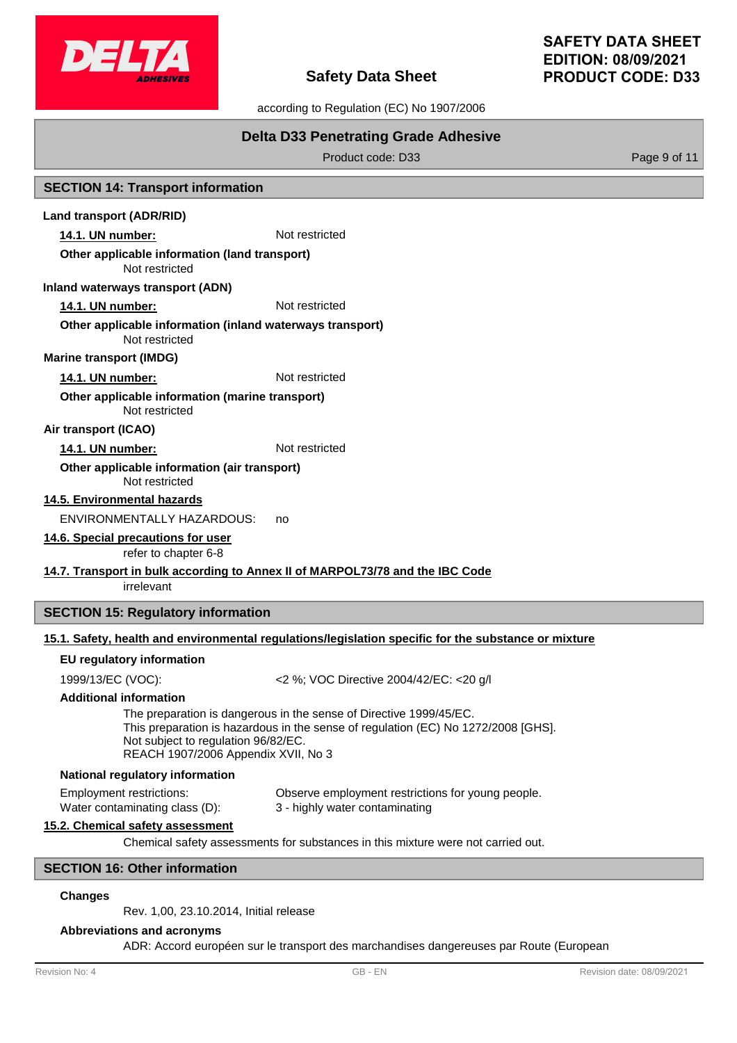## Delta D33 Penetrating Grade Adhesive

Product code: D33

## SECTION 14: Transport information

**Land transport (ADR/RID)**

**14.1. UN number:** Not restricted

**Other applicable information (land transport)**

Not restricted

**Inland waterways transport (ADN)**

**14.1. UN number:** Not restricted

**Other applicable information (inland waterways transport)**

Not restricted

**Marine transport (IMDG)**

**14.1. UN number:** Not restricted

**Other applicable information (marine transport)**

Not restricted

**Air transport (ICAO)**

**14.1. UN number:** Not restricted

**Other applicable information (air transport)**

Not restricted

**14.5. Environmental hazards**

ENVIRONMENTALLY HAZARDOUS: no

**14.6. Special precautions for user**

refer to chapter 6-8

**14.7. Transport in bulk according to Annex II of MARPOL73/78 and the IBC Code**

irrelevant

## SECTION 15: Regulatory information

**15.1. Safety, health and environmental regulations/legislation specific for the substance or mixture**

**EU regulatory information**

1999/13/EC (VOC): <2 %; VOC Directive 2004/42/EC: <20 g/l

**Additional information**

The preparation is dangerous in the sense of Directive 1999/45/EC.
This preparation is hazardous in the sense of regulation (EC) No 1272/2008 [GHS].
Not subject to regulation 96/82/EC.
REACH 1907/2006 Appendix XVII, No 3

**National regulatory information**

Employment restrictions: Observe employment restrictions for young people.
Water contaminating class (D): 3 - highly water contaminating

**15.2. Chemical safety assessment**

Chemical safety assessments for substances in this mixture were not carried out.

## SECTION 16: Other information

**Changes**

Rev. 1,00, 23.10.2014, Initial release

**Abbreviations and acronyms**

ADR: Accord européen sur le transport des marchandises dangereuses par Route (European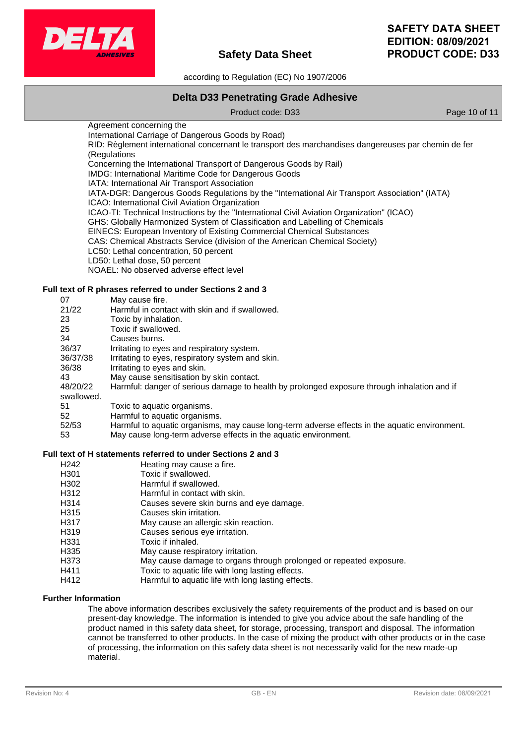Agreement concerning the
International Carriage of Dangerous Goods by Road)
RID: Règlement international concernant le transport des marchandises dangereuses par chemin de fer (Regulations
Concerning the International Transport of Dangerous Goods by Rail)
IMDG: International Maritime Code for Dangerous Goods
IATA: International Air Transport Association
IATA-DGR: Dangerous Goods Regulations by the "International Air Transport Association" (IATA)
ICAO: International Civil Aviation Organization
ICAO-TI: Technical Instructions by the "International Civil Aviation Organization" (ICAO)
GHS: Globally Harmonized System of Classification and Labelling of Chemicals
EINECS: European Inventory of Existing Commercial Chemical Substances
CAS: Chemical Abstracts Service (division of the American Chemical Society)
LC50: Lethal concentration, 50 percent
LD50: Lethal dose, 50 percent
NOAEL: No observed adverse effect level

**Full text of R phrases referred to under Sections 2 and 3**

| | |
|---|---|
| 07 | May cause fire. |
| 21/22 | Harmful in contact with skin and if swallowed. |
| 23 | Toxic by inhalation. |
| 25 | Toxic if swallowed. |
| 34 | Causes burns. |
| 36/37 | Irritating to eyes and respiratory system. |
| 36/37/38 | Irritating to eyes, respiratory system and skin. |
| 36/38 | Irritating to eyes and skin. |
| 43 | May cause sensitisation by skin contact. |
| 48/20/22 | Harmful: danger of serious damage to health by prolonged exposure through inhalation and if swallowed. |
| 51 | Toxic to aquatic organisms. |
| 52 | Harmful to aquatic organisms. |
| 52/53 | Harmful to aquatic organisms, may cause long-term adverse effects in the aquatic environment. |
| 53 | May cause long-term adverse effects in the aquatic environment. |

**Full text of H statements referred to under Sections 2 and 3**

| | |
|---|---|
| H242 | Heating may cause a fire. |
| H301 | Toxic if swallowed. |
| H302 | Harmful if swallowed. |
| H312 | Harmful in contact with skin. |
| H314 | Causes severe skin burns and eye damage. |
| H315 | Causes skin irritation. |
| H317 | May cause an allergic skin reaction. |
| H319 | Causes serious eye irritation. |
| H331 | Toxic if inhaled. |
| H335 | May cause respiratory irritation. |
| H373 | May cause damage to organs through prolonged or repeated exposure. |
| H411 | Toxic to aquatic life with long lasting effects. |
| H412 | Harmful to aquatic life with long lasting effects. |

**Further Information**

The above information describes exclusively the safety requirements of the product and is based on our present-day knowledge. The information is intended to give you advice about the safe handling of the product named in this safety data sheet, for storage, processing, transport and disposal. The information cannot be transferred to other products. In the case of mixing the product with other products or in the case of processing, the information on this safety data sheet is not necessarily valid for the new made-up material.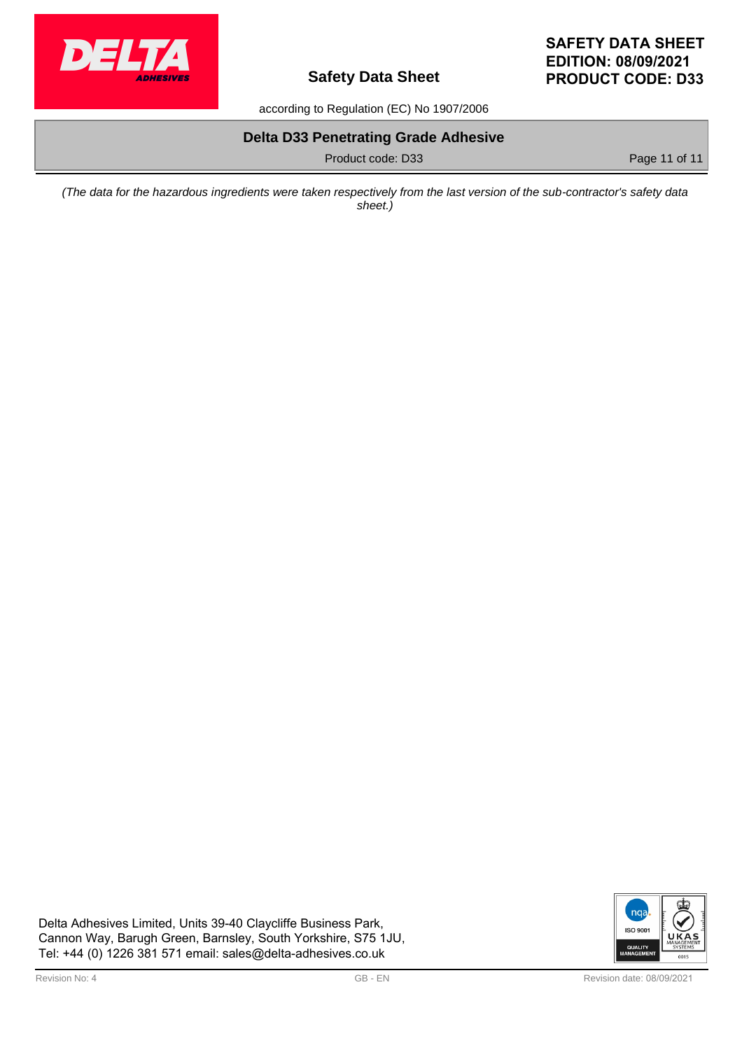*(The data for the hazardous ingredients were taken respectively from the last version of the sub-contractor's safety data sheet.)*